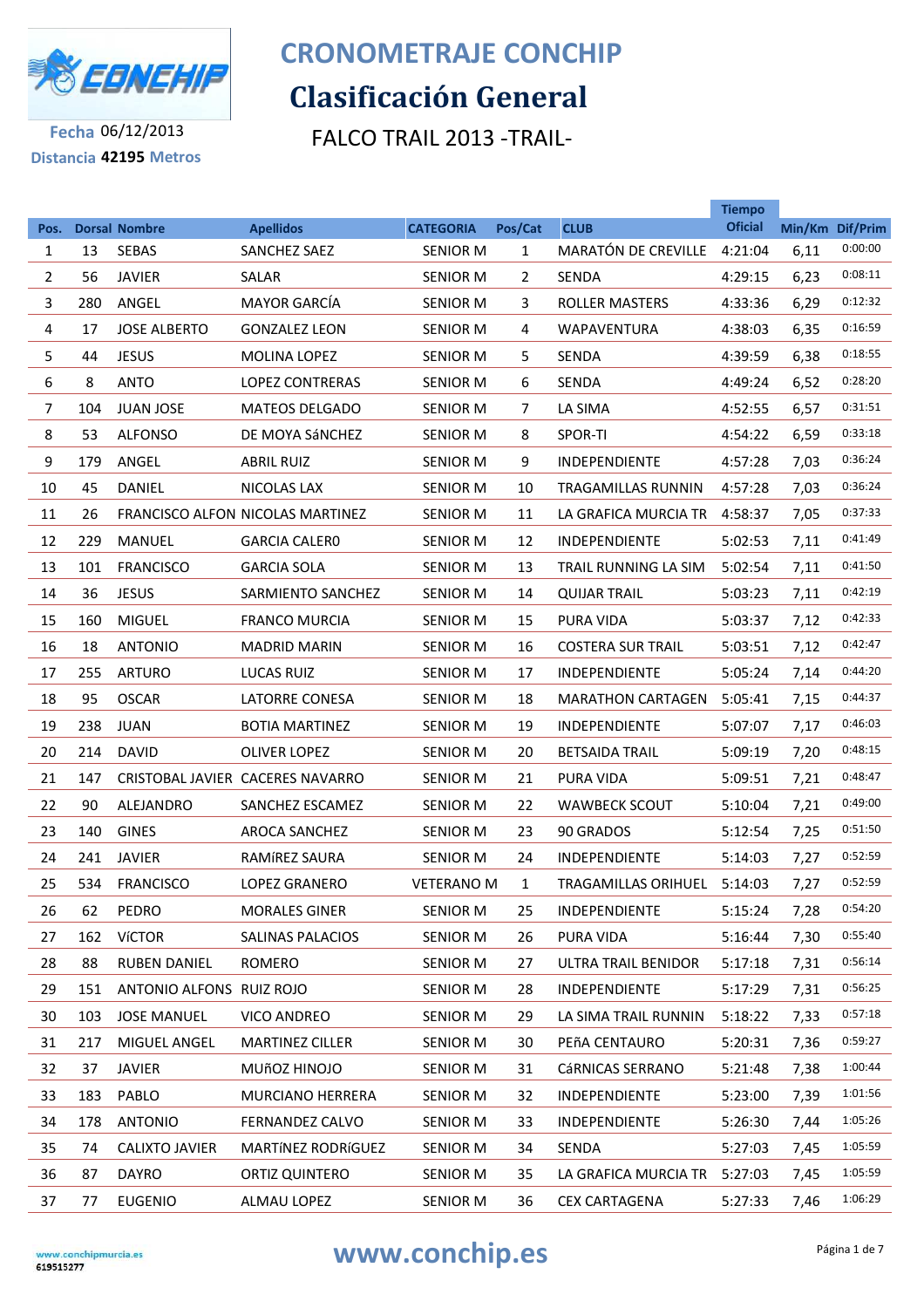# CRONOMETRAJE CONCHIP

## Clasificación General

FALCO TRAIL 2013 -TRAIL-

Fecha 06/12/2013

Distancia **42195** Metros

| Pos. | Dorsal | Nombre | Apellidos | CATEGORIA | Pos/Cat | CLUB | Tiempo Oficial | Min/Km | Dif/Prim |
|---|---|---|---|---|---|---|---|---|---|
| 1 | 13 | SEBAS | SANCHEZ SAEZ | SENIOR M | 1 | MARATÓN DE CREVILLE | 4:21:04 | 6,11 | 0:00:00 |
| 2 | 56 | JAVIER | SALAR | SENIOR M | 2 | SENDA | 4:29:15 | 6,23 | 0:08:11 |
| 3 | 280 | ANGEL | MAYOR GARCÍA | SENIOR M | 3 | ROLLER MASTERS | 4:33:36 | 6,29 | 0:12:32 |
| 4 | 17 | JOSE ALBERTO | GONZALEZ LEON | SENIOR M | 4 | WAPAVENTURA | 4:38:03 | 6,35 | 0:16:59 |
| 5 | 44 | JESUS | MOLINA LOPEZ | SENIOR M | 5 | SENDA | 4:39:59 | 6,38 | 0:18:55 |
| 6 | 8 | ANTO | LOPEZ CONTRERAS | SENIOR M | 6 | SENDA | 4:49:24 | 6,52 | 0:28:20 |
| 7 | 104 | JUAN JOSE | MATEOS DELGADO | SENIOR M | 7 | LA SIMA | 4:52:55 | 6,57 | 0:31:51 |
| 8 | 53 | ALFONSO | DE MOYA SáNCHEZ | SENIOR M | 8 | SPOR-TI | 4:54:22 | 6,59 | 0:33:18 |
| 9 | 179 | ANGEL | ABRIL RUIZ | SENIOR M | 9 | INDEPENDIENTE | 4:57:28 | 7,03 | 0:36:24 |
| 10 | 45 | DANIEL | NICOLAS LAX | SENIOR M | 10 | TRAGAMILLAS RUNNIN | 4:57:28 | 7,03 | 0:36:24 |
| 11 | 26 | FRANCISCO ALFON | NICOLAS MARTINEZ | SENIOR M | 11 | LA GRAFICA MURCIA TR | 4:58:37 | 7,05 | 0:37:33 |
| 12 | 229 | MANUEL | GARCIA CALERO | SENIOR M | 12 | INDEPENDIENTE | 5:02:53 | 7,11 | 0:41:49 |
| 13 | 101 | FRANCISCO | GARCIA SOLA | SENIOR M | 13 | TRAIL RUNNING LA SIM | 5:02:54 | 7,11 | 0:41:50 |
| 14 | 36 | JESUS | SARMIENTO SANCHEZ | SENIOR M | 14 | QUIJAR TRAIL | 5:03:23 | 7,11 | 0:42:19 |
| 15 | 160 | MIGUEL | FRANCO MURCIA | SENIOR M | 15 | PURA VIDA | 5:03:37 | 7,12 | 0:42:33 |
| 16 | 18 | ANTONIO | MADRID MARIN | SENIOR M | 16 | COSTERA SUR TRAIL | 5:03:51 | 7,12 | 0:42:47 |
| 17 | 255 | ARTURO | LUCAS RUIZ | SENIOR M | 17 | INDEPENDIENTE | 5:05:24 | 7,14 | 0:44:20 |
| 18 | 95 | OSCAR | LATORRE CONESA | SENIOR M | 18 | MARATHON CARTAGEN | 5:05:41 | 7,15 | 0:44:37 |
| 19 | 238 | JUAN | BOTIA MARTINEZ | SENIOR M | 19 | INDEPENDIENTE | 5:07:07 | 7,17 | 0:46:03 |
| 20 | 214 | DAVID | OLIVER LOPEZ | SENIOR M | 20 | BETSAIDA TRAIL | 5:09:19 | 7,20 | 0:48:15 |
| 21 | 147 | CRISTOBAL JAVIER | CACERES NAVARRO | SENIOR M | 21 | PURA VIDA | 5:09:51 | 7,21 | 0:48:47 |
| 22 | 90 | ALEJANDRO | SANCHEZ ESCAMEZ | SENIOR M | 22 | WAWBECK SCOUT | 5:10:04 | 7,21 | 0:49:00 |
| 23 | 140 | GINES | AROCA SANCHEZ | SENIOR M | 23 | 90 GRADOS | 5:12:54 | 7,25 | 0:51:50 |
| 24 | 241 | JAVIER | RAMíREZ SAURA | SENIOR M | 24 | INDEPENDIENTE | 5:14:03 | 7,27 | 0:52:59 |
| 25 | 534 | FRANCISCO | LOPEZ GRANERO | VETERANO M | 1 | TRAGAMILLAS ORIHUEL | 5:14:03 | 7,27 | 0:52:59 |
| 26 | 62 | PEDRO | MORALES GINER | SENIOR M | 25 | INDEPENDIENTE | 5:15:24 | 7,28 | 0:54:20 |
| 27 | 162 | VíCTOR | SALINAS PALACIOS | SENIOR M | 26 | PURA VIDA | 5:16:44 | 7,30 | 0:55:40 |
| 28 | 88 | RUBEN DANIEL | ROMERO | SENIOR M | 27 | ULTRA TRAIL BENIDOR | 5:17:18 | 7,31 | 0:56:14 |
| 29 | 151 | ANTONIO ALFONS | RUIZ ROJO | SENIOR M | 28 | INDEPENDIENTE | 5:17:29 | 7,31 | 0:56:25 |
| 30 | 103 | JOSE MANUEL | VICO ANDREO | SENIOR M | 29 | LA SIMA TRAIL RUNNIN | 5:18:22 | 7,33 | 0:57:18 |
| 31 | 217 | MIGUEL ANGEL | MARTINEZ CILLER | SENIOR M | 30 | PEñA CENTAURO | 5:20:31 | 7,36 | 0:59:27 |
| 32 | 37 | JAVIER | MUñOZ HINOJO | SENIOR M | 31 | CáRNICAS SERRANO | 5:21:48 | 7,38 | 1:00:44 |
| 33 | 183 | PABLO | MURCIANO HERRERA | SENIOR M | 32 | INDEPENDIENTE | 5:23:00 | 7,39 | 1:01:56 |
| 34 | 178 | ANTONIO | FERNANDEZ CALVO | SENIOR M | 33 | INDEPENDIENTE | 5:26:30 | 7,44 | 1:05:26 |
| 35 | 74 | CALIXTO JAVIER | MARTíNEZ RODRíGUEZ | SENIOR M | 34 | SENDA | 5:27:03 | 7,45 | 1:05:59 |
| 36 | 87 | DAYRO | ORTIZ QUINTERO | SENIOR M | 35 | LA GRAFICA MURCIA TR | 5:27:03 | 7,45 | 1:05:59 |
| 37 | 77 | EUGENIO | ALMAU LOPEZ | SENIOR M | 36 | CEX CARTAGENA | 5:27:33 | 7,46 | 1:06:29 |

www.conchipmurcia.es
619515277

www.conchip.es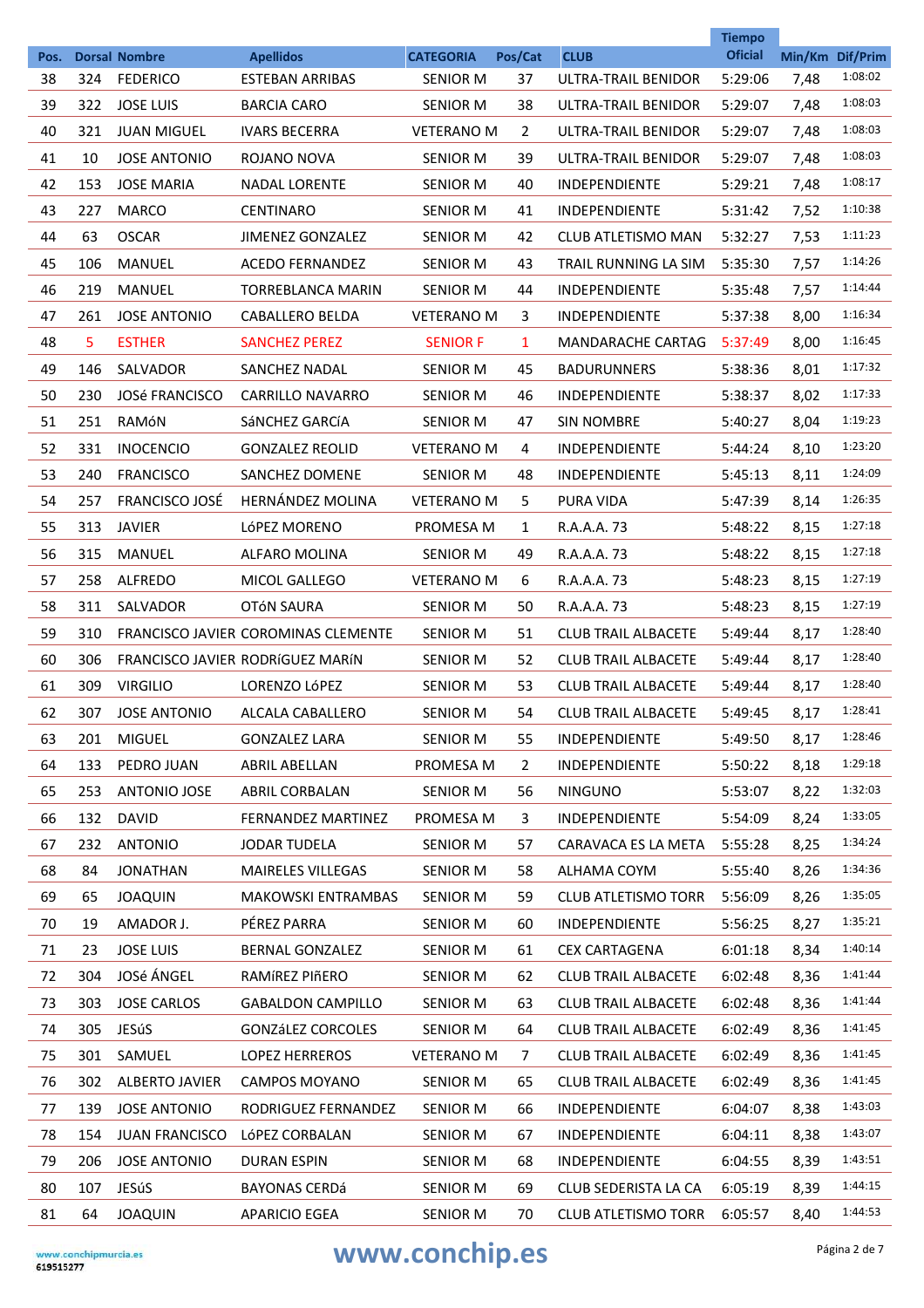| Pos. | Dorsal | Nombre | Apellidos | CATEGORIA | Pos/Cat | CLUB | Tiempo Oficial | Min/Km | Dif/Prim |
|---|---|---|---|---|---|---|---|---|---|
| 38 | 324 | FEDERICO | ESTEBAN ARRIBAS | SENIOR M | 37 | ULTRA-TRAIL BENIDOR | 5:29:06 | 7,48 | 1:08:02 |
| 39 | 322 | JOSE LUIS | BARCIA CARO | SENIOR M | 38 | ULTRA-TRAIL BENIDOR | 5:29:07 | 7,48 | 1:08:03 |
| 40 | 321 | JUAN MIGUEL | IVARS BECERRA | VETERANO M | 2 | ULTRA-TRAIL BENIDOR | 5:29:07 | 7,48 | 1:08:03 |
| 41 | 10 | JOSE ANTONIO | ROJANO NOVA | SENIOR M | 39 | ULTRA-TRAIL BENIDOR | 5:29:07 | 7,48 | 1:08:03 |
| 42 | 153 | JOSE MARIA | NADAL LORENTE | SENIOR M | 40 | INDEPENDIENTE | 5:29:21 | 7,48 | 1:08:17 |
| 43 | 227 | MARCO | CENTINARO | SENIOR M | 41 | INDEPENDIENTE | 5:31:42 | 7,52 | 1:10:38 |
| 44 | 63 | OSCAR | JIMENEZ GONZALEZ | SENIOR M | 42 | CLUB ATLETISMO MAN | 5:32:27 | 7,53 | 1:11:23 |
| 45 | 106 | MANUEL | ACEDO FERNANDEZ | SENIOR M | 43 | TRAIL RUNNING LA SIM | 5:35:30 | 7,57 | 1:14:26 |
| 46 | 219 | MANUEL | TORREBLANCA MARIN | SENIOR M | 44 | INDEPENDIENTE | 5:35:48 | 7,57 | 1:14:44 |
| 47 | 261 | JOSE ANTONIO | CABALLERO BELDA | VETERANO M | 3 | INDEPENDIENTE | 5:37:38 | 8,00 | 1:16:34 |
| 48 | 5 | ESTHER | SANCHEZ PEREZ | SENIOR F | 1 | MANDARACHE CARTAG | 5:37:49 | 8,00 | 1:16:45 |
| 49 | 146 | SALVADOR | SANCHEZ NADAL | SENIOR M | 45 | BADURUNNERS | 5:38:36 | 8,01 | 1:17:32 |
| 50 | 230 | JOSé FRANCISCO | CARRILLO NAVARRO | SENIOR M | 46 | INDEPENDIENTE | 5:38:37 | 8,02 | 1:17:33 |
| 51 | 251 | RAMóN | SáNCHEZ GARCíA | SENIOR M | 47 | SIN NOMBRE | 5:40:27 | 8,04 | 1:19:23 |
| 52 | 331 | INOCENCIO | GONZALEZ REOLID | VETERANO M | 4 | INDEPENDIENTE | 5:44:24 | 8,10 | 1:23:20 |
| 53 | 240 | FRANCISCO | SANCHEZ DOMENE | SENIOR M | 48 | INDEPENDIENTE | 5:45:13 | 8,11 | 1:24:09 |
| 54 | 257 | FRANCISCO JOSÉ | HERNÁNDEZ MOLINA | VETERANO M | 5 | PURA VIDA | 5:47:39 | 8,14 | 1:26:35 |
| 55 | 313 | JAVIER | LóPEZ MORENO | PROMESA M | 1 | R.A.A.A. 73 | 5:48:22 | 8,15 | 1:27:18 |
| 56 | 315 | MANUEL | ALFARO MOLINA | SENIOR M | 49 | R.A.A.A. 73 | 5:48:22 | 8,15 | 1:27:18 |
| 57 | 258 | ALFREDO | MICOL GALLEGO | VETERANO M | 6 | R.A.A.A. 73 | 5:48:23 | 8,15 | 1:27:19 |
| 58 | 311 | SALVADOR | OTóN SAURA | SENIOR M | 50 | R.A.A.A. 73 | 5:48:23 | 8,15 | 1:27:19 |
| 59 | 310 | FRANCISCO JAVIER | COROMINAS CLEMENTE | SENIOR M | 51 | CLUB TRAIL ALBACETE | 5:49:44 | 8,17 | 1:28:40 |
| 60 | 306 | FRANCISCO JAVIER | RODRíGUEZ MARíN | SENIOR M | 52 | CLUB TRAIL ALBACETE | 5:49:44 | 8,17 | 1:28:40 |
| 61 | 309 | VIRGILIO | LORENZO LóPEZ | SENIOR M | 53 | CLUB TRAIL ALBACETE | 5:49:44 | 8,17 | 1:28:40 |
| 62 | 307 | JOSE ANTONIO | ALCALA CABALLERO | SENIOR M | 54 | CLUB TRAIL ALBACETE | 5:49:45 | 8,17 | 1:28:41 |
| 63 | 201 | MIGUEL | GONZALEZ LARA | SENIOR M | 55 | INDEPENDIENTE | 5:49:50 | 8,17 | 1:28:46 |
| 64 | 133 | PEDRO JUAN | ABRIL ABELLAN | PROMESA M | 2 | INDEPENDIENTE | 5:50:22 | 8,18 | 1:29:18 |
| 65 | 253 | ANTONIO JOSE | ABRIL CORBALAN | SENIOR M | 56 | NINGUNO | 5:53:07 | 8,22 | 1:32:03 |
| 66 | 132 | DAVID | FERNANDEZ MARTINEZ | PROMESA M | 3 | INDEPENDIENTE | 5:54:09 | 8,24 | 1:33:05 |
| 67 | 232 | ANTONIO | JODAR TUDELA | SENIOR M | 57 | CARAVACA ES LA META | 5:55:28 | 8,25 | 1:34:24 |
| 68 | 84 | JONATHAN | MAIRELES VILLEGAS | SENIOR M | 58 | ALHAMA COYM | 5:55:40 | 8,26 | 1:34:36 |
| 69 | 65 | JOAQUIN | MAKOWSKI ENTRAMBAS | SENIOR M | 59 | CLUB ATLETISMO TORR | 5:56:09 | 8,26 | 1:35:05 |
| 70 | 19 | AMADOR J. | PÉREZ PARRA | SENIOR M | 60 | INDEPENDIENTE | 5:56:25 | 8,27 | 1:35:21 |
| 71 | 23 | JOSE LUIS | BERNAL GONZALEZ | SENIOR M | 61 | CEX CARTAGENA | 6:01:18 | 8,34 | 1:40:14 |
| 72 | 304 | JOSé ÁNGEL | RAMíREZ PIñERO | SENIOR M | 62 | CLUB TRAIL ALBACETE | 6:02:48 | 8,36 | 1:41:44 |
| 73 | 303 | JOSE CARLOS | GABALDON CAMPILLO | SENIOR M | 63 | CLUB TRAIL ALBACETE | 6:02:48 | 8,36 | 1:41:44 |
| 74 | 305 | JESúS | GONZáLEZ CORCOLES | SENIOR M | 64 | CLUB TRAIL ALBACETE | 6:02:49 | 8,36 | 1:41:45 |
| 75 | 301 | SAMUEL | LOPEZ HERREROS | VETERANO M | 7 | CLUB TRAIL ALBACETE | 6:02:49 | 8,36 | 1:41:45 |
| 76 | 302 | ALBERTO JAVIER | CAMPOS MOYANO | SENIOR M | 65 | CLUB TRAIL ALBACETE | 6:02:49 | 8,36 | 1:41:45 |
| 77 | 139 | JOSE ANTONIO | RODRIGUEZ FERNANDEZ | SENIOR M | 66 | INDEPENDIENTE | 6:04:07 | 8,38 | 1:43:03 |
| 78 | 154 | JUAN FRANCISCO | LóPEZ CORBALAN | SENIOR M | 67 | INDEPENDIENTE | 6:04:11 | 8,38 | 1:43:07 |
| 79 | 206 | JOSE ANTONIO | DURAN ESPIN | SENIOR M | 68 | INDEPENDIENTE | 6:04:55 | 8,39 | 1:43:51 |
| 80 | 107 | JESúS | BAYONAS CERDá | SENIOR M | 69 | CLUB SEDERISTA LA CA | 6:05:19 | 8,39 | 1:44:15 |
| 81 | 64 | JOAQUIN | APARICIO EGEA | SENIOR M | 70 | CLUB ATLETISMO TORR | 6:05:57 | 8,40 | 1:44:53 |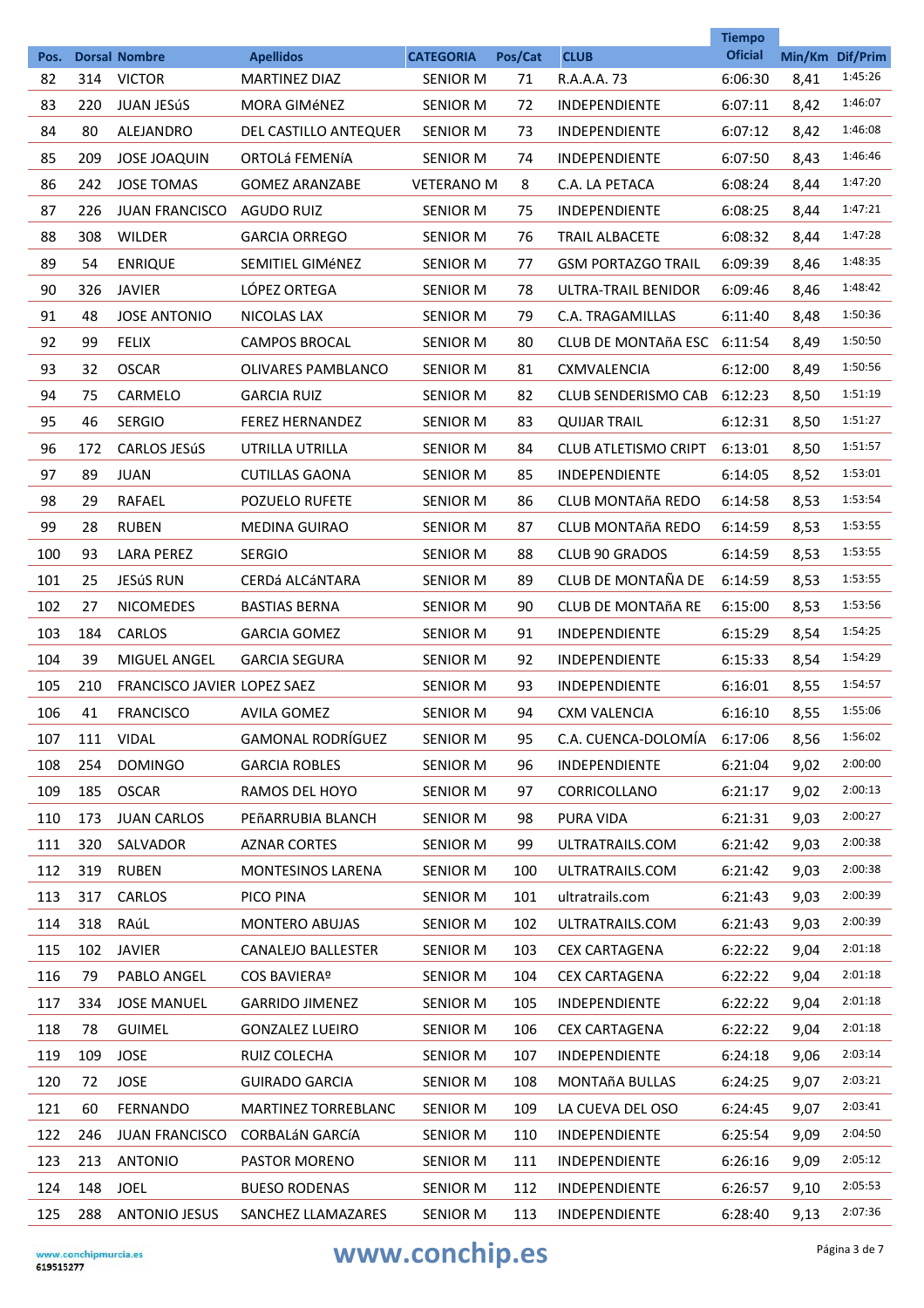| Pos. | Dorsal | Nombre | Apellidos | CATEGORIA | Pos/Cat | CLUB | Tiempo Oficial | Min/Km | Dif/Prim |
|---|---|---|---|---|---|---|---|---|---|
| 82 | 314 | VICTOR | MARTINEZ DIAZ | SENIOR M | 71 | R.A.A.A. 73 | 6:06:30 | 8,41 | 1:45:26 |
| 83 | 220 | JUAN JESúS | MORA GIMéNEZ | SENIOR M | 72 | INDEPENDIENTE | 6:07:11 | 8,42 | 1:46:07 |
| 84 | 80 | ALEJANDRO | DEL CASTILLO ANTEQUER | SENIOR M | 73 | INDEPENDIENTE | 6:07:12 | 8,42 | 1:46:08 |
| 85 | 209 | JOSE JOAQUIN | ORTOLá FEMENíA | SENIOR M | 74 | INDEPENDIENTE | 6:07:50 | 8,43 | 1:46:46 |
| 86 | 242 | JOSE TOMAS | GOMEZ ARANZABE | VETERANO M | 8 | C.A. LA PETACA | 6:08:24 | 8,44 | 1:47:20 |
| 87 | 226 | JUAN FRANCISCO | AGUDO RUIZ | SENIOR M | 75 | INDEPENDIENTE | 6:08:25 | 8,44 | 1:47:21 |
| 88 | 308 | WILDER | GARCIA ORREGO | SENIOR M | 76 | TRAIL ALBACETE | 6:08:32 | 8,44 | 1:47:28 |
| 89 | 54 | ENRIQUE | SEMITIEL GIMéNEZ | SENIOR M | 77 | GSM PORTAZGO TRAIL | 6:09:39 | 8,46 | 1:48:35 |
| 90 | 326 | JAVIER | LÓPEZ ORTEGA | SENIOR M | 78 | ULTRA-TRAIL BENIDOR | 6:09:46 | 8,46 | 1:48:42 |
| 91 | 48 | JOSE ANTONIO | NICOLAS LAX | SENIOR M | 79 | C.A. TRAGAMILLAS | 6:11:40 | 8,48 | 1:50:36 |
| 92 | 99 | FELIX | CAMPOS BROCAL | SENIOR M | 80 | CLUB DE MONTAñA ESC | 6:11:54 | 8,49 | 1:50:50 |
| 93 | 32 | OSCAR | OLIVARES PAMBLANCO | SENIOR M | 81 | CXMVALENCIA | 6:12:00 | 8,49 | 1:50:56 |
| 94 | 75 | CARMELO | GARCIA RUIZ | SENIOR M | 82 | CLUB SENDERISMO CAB | 6:12:23 | 8,50 | 1:51:19 |
| 95 | 46 | SERGIO | FEREZ HERNANDEZ | SENIOR M | 83 | QUIJAR TRAIL | 6:12:31 | 8,50 | 1:51:27 |
| 96 | 172 | CARLOS JESúS | UTRILLA UTRILLA | SENIOR M | 84 | CLUB ATLETISMO CRIPT | 6:13:01 | 8,50 | 1:51:57 |
| 97 | 89 | JUAN | CUTILLAS GAONA | SENIOR M | 85 | INDEPENDIENTE | 6:14:05 | 8,52 | 1:53:01 |
| 98 | 29 | RAFAEL | POZUELO RUFETE | SENIOR M | 86 | CLUB MONTAñA REDO | 6:14:58 | 8,53 | 1:53:54 |
| 99 | 28 | RUBEN | MEDINA GUIRAO | SENIOR M | 87 | CLUB MONTAñA REDO | 6:14:59 | 8,53 | 1:53:55 |
| 100 | 93 | LARA PEREZ | SERGIO | SENIOR M | 88 | CLUB 90 GRADOS | 6:14:59 | 8,53 | 1:53:55 |
| 101 | 25 | JESúS RUN | CERDá ALCáNTARA | SENIOR M | 89 | CLUB DE MONTAÑA DE | 6:14:59 | 8,53 | 1:53:55 |
| 102 | 27 | NICOMEDES | BASTIAS BERNA | SENIOR M | 90 | CLUB DE MONTAñA RE | 6:15:00 | 8,53 | 1:53:56 |
| 103 | 184 | CARLOS | GARCIA GOMEZ | SENIOR M | 91 | INDEPENDIENTE | 6:15:29 | 8,54 | 1:54:25 |
| 104 | 39 | MIGUEL ANGEL | GARCIA SEGURA | SENIOR M | 92 | INDEPENDIENTE | 6:15:33 | 8,54 | 1:54:29 |
| 105 | 210 | FRANCISCO JAVIER | LOPEZ SAEZ | SENIOR M | 93 | INDEPENDIENTE | 6:16:01 | 8,55 | 1:54:57 |
| 106 | 41 | FRANCISCO | AVILA GOMEZ | SENIOR M | 94 | CXM VALENCIA | 6:16:10 | 8,55 | 1:55:06 |
| 107 | 111 | VIDAL | GAMONAL RODRÍGUEZ | SENIOR M | 95 | C.A. CUENCA-DOLOMÍA | 6:17:06 | 8,56 | 1:56:02 |
| 108 | 254 | DOMINGO | GARCIA ROBLES | SENIOR M | 96 | INDEPENDIENTE | 6:21:04 | 9,02 | 2:00:00 |
| 109 | 185 | OSCAR | RAMOS DEL HOYO | SENIOR M | 97 | CORRICOLLANO | 6:21:17 | 9,02 | 2:00:13 |
| 110 | 173 | JUAN CARLOS | PEñARRUBIA BLANCH | SENIOR M | 98 | PURA VIDA | 6:21:31 | 9,03 | 2:00:27 |
| 111 | 320 | SALVADOR | AZNAR CORTES | SENIOR M | 99 | ULTRATRAILS.COM | 6:21:42 | 9,03 | 2:00:38 |
| 112 | 319 | RUBEN | MONTESINOS LARENA | SENIOR M | 100 | ULTRATRAILS.COM | 6:21:42 | 9,03 | 2:00:38 |
| 113 | 317 | CARLOS | PICO PINA | SENIOR M | 101 | ultratrails.com | 6:21:43 | 9,03 | 2:00:39 |
| 114 | 318 | RAúL | MONTERO ABUJAS | SENIOR M | 102 | ULTRATRAILS.COM | 6:21:43 | 9,03 | 2:00:39 |
| 115 | 102 | JAVIER | CANALEJO BALLESTER | SENIOR M | 103 | CEX CARTAGENA | 6:22:22 | 9,04 | 2:01:18 |
| 116 | 79 | PABLO ANGEL | COS BAVIERAº | SENIOR M | 104 | CEX CARTAGENA | 6:22:22 | 9,04 | 2:01:18 |
| 117 | 334 | JOSE MANUEL | GARRIDO JIMENEZ | SENIOR M | 105 | INDEPENDIENTE | 6:22:22 | 9,04 | 2:01:18 |
| 118 | 78 | GUIMEL | GONZALEZ LUEIRO | SENIOR M | 106 | CEX CARTAGENA | 6:22:22 | 9,04 | 2:01:18 |
| 119 | 109 | JOSE | RUIZ COLECHA | SENIOR M | 107 | INDEPENDIENTE | 6:24:18 | 9,06 | 2:03:14 |
| 120 | 72 | JOSE | GUIRADO GARCIA | SENIOR M | 108 | MONTAñA BULLAS | 6:24:25 | 9,07 | 2:03:21 |
| 121 | 60 | FERNANDO | MARTINEZ TORREBLANC | SENIOR M | 109 | LA CUEVA DEL OSO | 6:24:45 | 9,07 | 2:03:41 |
| 122 | 246 | JUAN FRANCISCO | CORBALáN GARCíA | SENIOR M | 110 | INDEPENDIENTE | 6:25:54 | 9,09 | 2:04:50 |
| 123 | 213 | ANTONIO | PASTOR MORENO | SENIOR M | 111 | INDEPENDIENTE | 6:26:16 | 9,09 | 2:05:12 |
| 124 | 148 | JOEL | BUESO RODENAS | SENIOR M | 112 | INDEPENDIENTE | 6:26:57 | 9,10 | 2:05:53 |
| 125 | 288 | ANTONIO JESUS | SANCHEZ LLAMAZARES | SENIOR M | 113 | INDEPENDIENTE | 6:28:40 | 9,13 | 2:07:36 |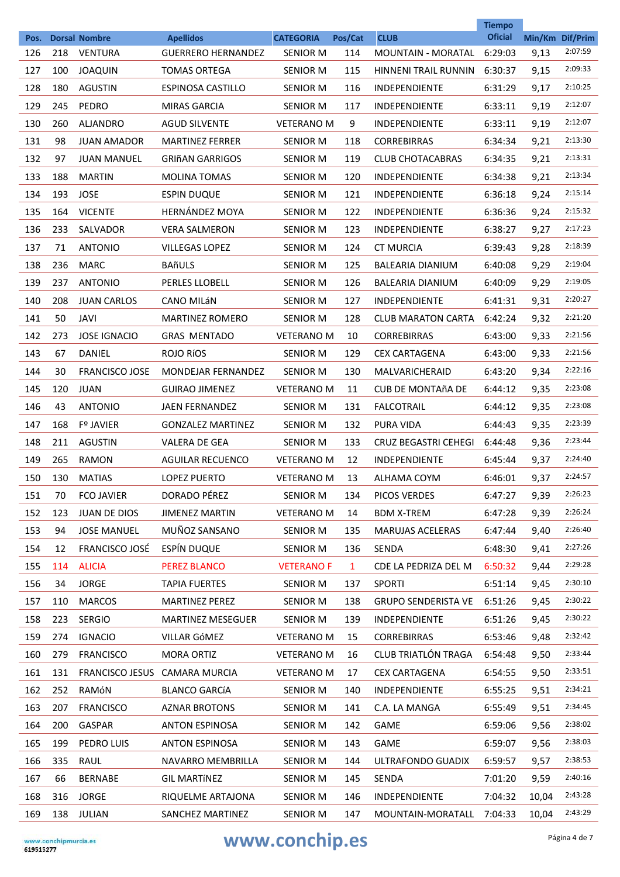| Pos. | Dorsal | Nombre | Apellidos | CATEGORIA | Pos/Cat | CLUB | Tiempo Oficial | Min/Km | Dif/Prim |
|---|---|---|---|---|---|---|---|---|---|
| 126 | 218 | VENTURA | GUERRERO HERNANDEZ | SENIOR M | 114 | MOUNTAIN - MORATAL | 6:29:03 | 9,13 | 2:07:59 |
| 127 | 100 | JOAQUIN | TOMAS ORTEGA | SENIOR M | 115 | HINNENI TRAIL RUNNIN | 6:30:37 | 9,15 | 2:09:33 |
| 128 | 180 | AGUSTIN | ESPINOSA CASTILLO | SENIOR M | 116 | INDEPENDIENTE | 6:31:29 | 9,17 | 2:10:25 |
| 129 | 245 | PEDRO | MIRAS GARCIA | SENIOR M | 117 | INDEPENDIENTE | 6:33:11 | 9,19 | 2:12:07 |
| 130 | 260 | ALJANDRO | AGUD SILVENTE | VETERANO M | 9 | INDEPENDIENTE | 6:33:11 | 9,19 | 2:12:07 |
| 131 | 98 | JUAN AMADOR | MARTINEZ FERRER | SENIOR M | 118 | CORREBIRRAS | 6:34:34 | 9,21 | 2:13:30 |
| 132 | 97 | JUAN MANUEL | GRIñAN GARRIGOS | SENIOR M | 119 | CLUB CHOTACABRAS | 6:34:35 | 9,21 | 2:13:31 |
| 133 | 188 | MARTIN | MOLINA TOMAS | SENIOR M | 120 | INDEPENDIENTE | 6:34:38 | 9,21 | 2:13:34 |
| 134 | 193 | JOSE | ESPIN DUQUE | SENIOR M | 121 | INDEPENDIENTE | 6:36:18 | 9,24 | 2:15:14 |
| 135 | 164 | VICENTE | HERNÁNDEZ MOYA | SENIOR M | 122 | INDEPENDIENTE | 6:36:36 | 9,24 | 2:15:32 |
| 136 | 233 | SALVADOR | VERA SALMERON | SENIOR M | 123 | INDEPENDIENTE | 6:38:27 | 9,27 | 2:17:23 |
| 137 | 71 | ANTONIO | VILLEGAS LOPEZ | SENIOR M | 124 | CT MURCIA | 6:39:43 | 9,28 | 2:18:39 |
| 138 | 236 | MARC | BAñULS | SENIOR M | 125 | BALEARIA DIANIUM | 6:40:08 | 9,29 | 2:19:04 |
| 139 | 237 | ANTONIO | PERLES LLOBELL | SENIOR M | 126 | BALEARIA DIANIUM | 6:40:09 | 9,29 | 2:19:05 |
| 140 | 208 | JUAN CARLOS | CANO MILáN | SENIOR M | 127 | INDEPENDIENTE | 6:41:31 | 9,31 | 2:20:27 |
| 141 | 50 | JAVI | MARTINEZ ROMERO | SENIOR M | 128 | CLUB MARATON CARTA | 6:42:24 | 9,32 | 2:21:20 |
| 142 | 273 | JOSE IGNACIO | GRAS MENTADO | VETERANO M | 10 | CORREBIRRAS | 6:43:00 | 9,33 | 2:21:56 |
| 143 | 67 | DANIEL | ROJO RíOS | SENIOR M | 129 | CEX CARTAGENA | 6:43:00 | 9,33 | 2:21:56 |
| 144 | 30 | FRANCISCO JOSE | MONDEJAR FERNANDEZ | SENIOR M | 130 | MALVARICHERAID | 6:43:20 | 9,34 | 2:22:16 |
| 145 | 120 | JUAN | GUIRAO JIMENEZ | VETERANO M | 11 | CUB DE MONTAñA DE | 6:44:12 | 9,35 | 2:23:08 |
| 146 | 43 | ANTONIO | JAEN FERNANDEZ | SENIOR M | 131 | FALCOTRAIL | 6:44:12 | 9,35 | 2:23:08 |
| 147 | 168 | Fº JAVIER | GONZALEZ MARTINEZ | SENIOR M | 132 | PURA VIDA | 6:44:43 | 9,35 | 2:23:39 |
| 148 | 211 | AGUSTIN | VALERA DE GEA | SENIOR M | 133 | CRUZ BEGASTRI CEHEGI | 6:44:48 | 9,36 | 2:23:44 |
| 149 | 265 | RAMON | AGUILAR RECUENCO | VETERANO M | 12 | INDEPENDIENTE | 6:45:44 | 9,37 | 2:24:40 |
| 150 | 130 | MATIAS | LOPEZ PUERTO | VETERANO M | 13 | ALHAMA COYM | 6:46:01 | 9,37 | 2:24:57 |
| 151 | 70 | FCO JAVIER | DORADO PÉREZ | SENIOR M | 134 | PICOS VERDES | 6:47:27 | 9,39 | 2:26:23 |
| 152 | 123 | JUAN DE DIOS | JIMENEZ MARTIN | VETERANO M | 14 | BDM X-TREM | 6:47:28 | 9,39 | 2:26:24 |
| 153 | 94 | JOSE MANUEL | MUÑOZ SANSANO | SENIOR M | 135 | MARUJAS ACELERAS | 6:47:44 | 9,40 | 2:26:40 |
| 154 | 12 | FRANCISCO JOSÉ | ESPÍN DUQUE | SENIOR M | 136 | SENDA | 6:48:30 | 9,41 | 2:27:26 |
| 155 | 114 | ALICIA | PEREZ BLANCO | VETERANO F | 1 | CDE LA PEDRIZA DEL M | 6:50:32 | 9,44 | 2:29:28 |
| 156 | 34 | JORGE | TAPIA FUERTES | SENIOR M | 137 | SPORTI | 6:51:14 | 9,45 | 2:30:10 |
| 157 | 110 | MARCOS | MARTINEZ PEREZ | SENIOR M | 138 | GRUPO SENDERISTA VE | 6:51:26 | 9,45 | 2:30:22 |
| 158 | 223 | SERGIO | MARTINEZ MESEGUER | SENIOR M | 139 | INDEPENDIENTE | 6:51:26 | 9,45 | 2:30:22 |
| 159 | 274 | IGNACIO | VILLAR GóMEZ | VETERANO M | 15 | CORREBIRRAS | 6:53:46 | 9,48 | 2:32:42 |
| 160 | 279 | FRANCISCO | MORA ORTIZ | VETERANO M | 16 | CLUB TRIATLÓN TRAGA | 6:54:48 | 9,50 | 2:33:44 |
| 161 | 131 | FRANCISCO JESUS | CAMARA MURCIA | VETERANO M | 17 | CEX CARTAGENA | 6:54:55 | 9,50 | 2:33:51 |
| 162 | 252 | RAMóN | BLANCO GARCÍA | SENIOR M | 140 | INDEPENDIENTE | 6:55:25 | 9,51 | 2:34:21 |
| 163 | 207 | FRANCISCO | AZNAR BROTONS | SENIOR M | 141 | C.A. LA MANGA | 6:55:49 | 9,51 | 2:34:45 |
| 164 | 200 | GASPAR | ANTON ESPINOSA | SENIOR M | 142 | GAME | 6:59:06 | 9,56 | 2:38:02 |
| 165 | 199 | PEDRO LUIS | ANTON ESPINOSA | SENIOR M | 143 | GAME | 6:59:07 | 9,56 | 2:38:03 |
| 166 | 335 | RAUL | NAVARRO MEMBRILLA | SENIOR M | 144 | ULTRAFONDO GUADIX | 6:59:57 | 9,57 | 2:38:53 |
| 167 | 66 | BERNABE | GIL MARTíNEZ | SENIOR M | 145 | SENDA | 7:01:20 | 9,59 | 2:40:16 |
| 168 | 316 | JORGE | RIQUELME ARTAJONA | SENIOR M | 146 | INDEPENDIENTE | 7:04:32 | 10,04 | 2:43:28 |
| 169 | 138 | JULIAN | SANCHEZ MARTINEZ | SENIOR M | 147 | MOUNTAIN-MORATALL | 7:04:33 | 10,04 | 2:43:29 |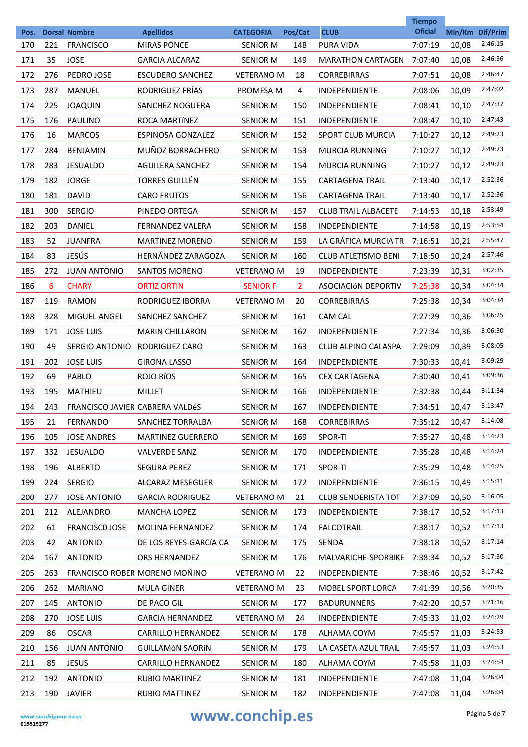| Pos. | Dorsal | Nombre | Apellidos | CATEGORIA | Pos/Cat | CLUB | Tiempo Oficial | Min/Km | Dif/Prim |
|---|---|---|---|---|---|---|---|---|---|
| 170 | 221 | FRANCISCO | MIRAS PONCE | SENIOR M | 148 | PURA VIDA | 7:07:19 | 10,08 | 2:46:15 |
| 171 | 35 | JOSE | GARCIA ALCARAZ | SENIOR M | 149 | MARATHON CARTAGEN | 7:07:40 | 10,08 | 2:46:36 |
| 172 | 276 | PEDRO JOSE | ESCUDERO SANCHEZ | VETERANO M | 18 | CORREBIRRAS | 7:07:51 | 10,08 | 2:46:47 |
| 173 | 287 | MANUEL | RODRIGUEZ FRÍAS | PROMESA M | 4 | INDEPENDIENTE | 7:08:06 | 10,09 | 2:47:02 |
| 174 | 225 | JOAQUIN | SANCHEZ NOGUERA | SENIOR M | 150 | INDEPENDIENTE | 7:08:41 | 10,10 | 2:47:37 |
| 175 | 176 | PAULINO | ROCA MARTíNEZ | SENIOR M | 151 | INDEPENDIENTE | 7:08:47 | 10,10 | 2:47:43 |
| 176 | 16 | MARCOS | ESPINOSA GONZALEZ | SENIOR M | 152 | SPORT CLUB MURCIA | 7:10:27 | 10,12 | 2:49:23 |
| 177 | 284 | BENJAMIN | MUÑOZ BORRACHERO | SENIOR M | 153 | MURCIA RUNNING | 7:10:27 | 10,12 | 2:49:23 |
| 178 | 283 | JESUALDO | AGUILERA SANCHEZ | SENIOR M | 154 | MURCIA RUNNING | 7:10:27 | 10,12 | 2:49:23 |
| 179 | 182 | JORGE | TORRES GUILLÉN | SENIOR M | 155 | CARTAGENA TRAIL | 7:13:40 | 10,17 | 2:52:36 |
| 180 | 181 | DAVID | CARO FRUTOS | SENIOR M | 156 | CARTAGENA TRAIL | 7:13:40 | 10,17 | 2:52:36 |
| 181 | 300 | SERGIO | PINEDO ORTEGA | SENIOR M | 157 | CLUB TRAIL ALBACETE | 7:14:53 | 10,18 | 2:53:49 |
| 182 | 203 | DANIEL | FERNANDEZ VALERA | SENIOR M | 158 | INDEPENDIENTE | 7:14:58 | 10,19 | 2:53:54 |
| 183 | 52 | JUANFRA | MARTINEZ MORENO | SENIOR M | 159 | LA GRÁFICA MURCIA TR | 7:16:51 | 10,21 | 2:55:47 |
| 184 | 83 | JESÚS | HERNÁNDEZ ZARAGOZA | SENIOR M | 160 | CLUB ATLETISMO BENI | 7:18:50 | 10,24 | 2:57:46 |
| 185 | 272 | JUAN ANTONIO | SANTOS MORENO | VETERANO M | 19 | INDEPENDIENTE | 7:23:39 | 10,31 | 3:02:35 |
| 186 | 6 | CHARY | ORTIZ ORTIN | SENIOR F | 2 | ASOCIACIóN DEPORTIV | 7:25:38 | 10,34 | 3:04:34 |
| 187 | 119 | RAMON | RODRIGUEZ IBORRA | VETERANO M | 20 | CORREBIRRAS | 7:25:38 | 10,34 | 3:04:34 |
| 188 | 328 | MIGUEL ANGEL | SANCHEZ SANCHEZ | SENIOR M | 161 | CAM CAL | 7:27:29 | 10,36 | 3:06:25 |
| 189 | 171 | JOSE LUIS | MARIN CHILLARON | SENIOR M | 162 | INDEPENDIENTE | 7:27:34 | 10,36 | 3:06:30 |
| 190 | 49 | SERGIO ANTONIO | RODRIGUEZ CARO | SENIOR M | 163 | CLUB ALPINO CALASPA | 7:29:09 | 10,39 | 3:08:05 |
| 191 | 202 | JOSE LUIS | GIRONA LASSO | SENIOR M | 164 | INDEPENDIENTE | 7:30:33 | 10,41 | 3:09:29 |
| 192 | 69 | PABLO | ROJO RíOS | SENIOR M | 165 | CEX CARTAGENA | 7:30:40 | 10,41 | 3:09:36 |
| 193 | 195 | MATHIEU | MILLET | SENIOR M | 166 | INDEPENDIENTE | 7:32:38 | 10,44 | 3:11:34 |
| 194 | 243 | FRANCISCO JAVIER | CABRERA VALDéS | SENIOR M | 167 | INDEPENDIENTE | 7:34:51 | 10,47 | 3:13:47 |
| 195 | 21 | FERNANDO | SANCHEZ TORRALBA | SENIOR M | 168 | CORREBIRRAS | 7:35:12 | 10,47 | 3:14:08 |
| 196 | 105 | JOSE ANDRES | MARTINEZ GUERRERO | SENIOR M | 169 | SPOR-TI | 7:35:27 | 10,48 | 3:14:23 |
| 197 | 332 | JESUALDO | VALVERDE SANZ | SENIOR M | 170 | INDEPENDIENTE | 7:35:28 | 10,48 | 3:14:24 |
| 198 | 196 | ALBERTO | SEGURA PEREZ | SENIOR M | 171 | SPOR-TI | 7:35:29 | 10,48 | 3:14:25 |
| 199 | 224 | SERGIO | ALCARAZ MESEGUER | SENIOR M | 172 | INDEPENDIENTE | 7:36:15 | 10,49 | 3:15:11 |
| 200 | 277 | JOSE ANTONIO | GARCIA RODRIGUEZ | VETERANO M | 21 | CLUB SENDERISTA TOT | 7:37:09 | 10,50 | 3:16:05 |
| 201 | 212 | ALEJANDRO | MANCHA LOPEZ | SENIOR M | 173 | INDEPENDIENTE | 7:38:17 | 10,52 | 3:17:13 |
| 202 | 61 | FRANCISCO JOSE | MOLINA FERNANDEZ | SENIOR M | 174 | FALCOTRAIL | 7:38:17 | 10,52 | 3:17:13 |
| 203 | 42 | ANTONIO | DE LOS REYES-GARCíA CA | SENIOR M | 175 | SENDA | 7:38:18 | 10,52 | 3:17:14 |
| 204 | 167 | ANTONIO | ORS HERNANDEZ | SENIOR M | 176 | MALVARICHE-SPORBIKE | 7:38:34 | 10,52 | 3:17:30 |
| 205 | 263 | FRANCISCO ROBER | MORENO MOÑINO | VETERANO M | 22 | INDEPENDIENTE | 7:38:46 | 10,52 | 3:17:42 |
| 206 | 262 | MARIANO | MULA GINER | VETERANO M | 23 | MOBEL SPORT LORCA | 7:41:39 | 10,56 | 3:20:35 |
| 207 | 145 | ANTONIO | DE PACO GIL | SENIOR M | 177 | BADURUNNERS | 7:42:20 | 10,57 | 3:21:16 |
| 208 | 270 | JOSE LUIS | GARCIA HERNANDEZ | VETERANO M | 24 | INDEPENDIENTE | 7:45:33 | 11,02 | 3:24:29 |
| 209 | 86 | OSCAR | CARRILLO HERNANDEZ | SENIOR M | 178 | ALHAMA COYM | 7:45:57 | 11,03 | 3:24:53 |
| 210 | 156 | JUAN ANTONIO | GUILLAMóN SAORíN | SENIOR M | 179 | LA CASETA AZUL TRAIL | 7:45:57 | 11,03 | 3:24:53 |
| 211 | 85 | JESUS | CARRILLO HERNANDEZ | SENIOR M | 180 | ALHAMA COYM | 7:45:58 | 11,03 | 3:24:54 |
| 212 | 192 | ANTONIO | RUBIO MARTINEZ | SENIOR M | 181 | INDEPENDIENTE | 7:47:08 | 11,04 | 3:26:04 |
| 213 | 190 | JAVIER | RUBIO MATTINEZ | SENIOR M | 182 | INDEPENDIENTE | 7:47:08 | 11,04 | 3:26:04 |

www.conchipmurcia.es
619515277

www.conchip.es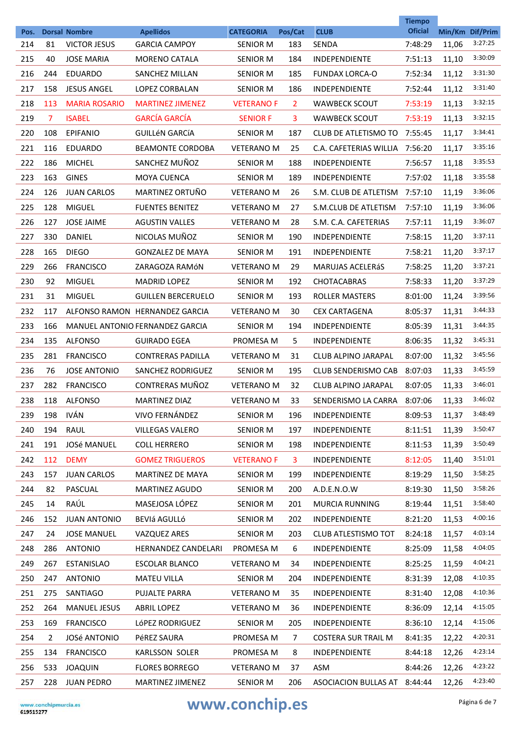| Pos. | Dorsal | Nombre | Apellidos | CATEGORIA | Pos/Cat | CLUB | Tiempo Oficial | Min/Km | Dif/Prim |
|---|---|---|---|---|---|---|---|---|---|
| 214 | 81 | VICTOR JESUS | GARCIA CAMPOY | SENIOR M | 183 | SENDA | 7:48:29 | 11,06 | 3:27:25 |
| 215 | 40 | JOSE MARIA | MORENO CATALA | SENIOR M | 184 | INDEPENDIENTE | 7:51:13 | 11,10 | 3:30:09 |
| 216 | 244 | EDUARDO | SANCHEZ MILLAN | SENIOR M | 185 | FUNDAX LORCA-O | 7:52:34 | 11,12 | 3:31:30 |
| 217 | 158 | JESUS ANGEL | LOPEZ CORBALAN | SENIOR M | 186 | INDEPENDIENTE | 7:52:44 | 11,12 | 3:31:40 |
| 218 | 113 | MARIA ROSARIO | MARTINEZ JIMENEZ | VETERANO F | 2 | WAWBECK SCOUT | 7:53:19 | 11,13 | 3:32:15 |
| 219 | 7 | ISABEL | GARCÍA GARCÍA | SENIOR F | 3 | WAWBECK SCOUT | 7:53:19 | 11,13 | 3:32:15 |
| 220 | 108 | EPIFANIO | GUILLéN GARCíA | SENIOR M | 187 | CLUB DE ATLETISMO TO | 7:55:45 | 11,17 | 3:34:41 |
| 221 | 116 | EDUARDO | BEAMONTE CORDOBA | VETERANO M | 25 | C.A. CAFETERIAS WILLIA | 7:56:20 | 11,17 | 3:35:16 |
| 222 | 186 | MICHEL | SANCHEZ MUÑOZ | SENIOR M | 188 | INDEPENDIENTE | 7:56:57 | 11,18 | 3:35:53 |
| 223 | 163 | GINES | MOYA CUENCA | SENIOR M | 189 | INDEPENDIENTE | 7:57:02 | 11,18 | 3:35:58 |
| 224 | 126 | JUAN CARLOS | MARTINEZ ORTUÑO | VETERANO M | 26 | S.M. CLUB DE ATLETISM | 7:57:10 | 11,19 | 3:36:06 |
| 225 | 128 | MIGUEL | FUENTES BENITEZ | VETERANO M | 27 | S.M.CLUB DE ATLETISM | 7:57:10 | 11,19 | 3:36:06 |
| 226 | 127 | JOSE JAIME | AGUSTIN VALLES | VETERANO M | 28 | S.M. C.A. CAFETERIAS | 7:57:11 | 11,19 | 3:36:07 |
| 227 | 330 | DANIEL | NICOLAS MUÑOZ | SENIOR M | 190 | INDEPENDIENTE | 7:58:15 | 11,20 | 3:37:11 |
| 228 | 165 | DIEGO | GONZALEZ DE MAYA | SENIOR M | 191 | INDEPENDIENTE | 7:58:21 | 11,20 | 3:37:17 |
| 229 | 266 | FRANCISCO | ZARAGOZA RAMóN | VETERANO M | 29 | MARUJAS ACELERáS | 7:58:25 | 11,20 | 3:37:21 |
| 230 | 92 | MIGUEL | MADRID LOPEZ | SENIOR M | 192 | CHOTACABRAS | 7:58:33 | 11,20 | 3:37:29 |
| 231 | 31 | MIGUEL | GUILLEN BERCERUELO | SENIOR M | 193 | ROLLER MASTERS | 8:01:00 | 11,24 | 3:39:56 |
| 232 | 117 | ALFONSO RAMON | HERNANDEZ GARCIA | VETERANO M | 30 | CEX CARTAGENA | 8:05:37 | 11,31 | 3:44:33 |
| 233 | 166 | MANUEL ANTONIO | FERNANDEZ GARCIA | SENIOR M | 194 | INDEPENDIENTE | 8:05:39 | 11,31 | 3:44:35 |
| 234 | 135 | ALFONSO | GUIRADO EGEA | PROMESA M | 5 | INDEPENDIENTE | 8:06:35 | 11,32 | 3:45:31 |
| 235 | 281 | FRANCISCO | CONTRERAS PADILLA | VETERANO M | 31 | CLUB ALPINO JARAPAL | 8:07:00 | 11,32 | 3:45:56 |
| 236 | 76 | JOSE ANTONIO | SANCHEZ RODRIGUEZ | SENIOR M | 195 | CLUB SENDERISMO CAB | 8:07:03 | 11,33 | 3:45:59 |
| 237 | 282 | FRANCISCO | CONTRERAS MUÑOZ | VETERANO M | 32 | CLUB ALPINO JARAPAL | 8:07:05 | 11,33 | 3:46:01 |
| 238 | 118 | ALFONSO | MARTINEZ DIAZ | VETERANO M | 33 | SENDERISMO LA CARRA | 8:07:06 | 11,33 | 3:46:02 |
| 239 | 198 | IVÁN | VIVO FERNÁNDEZ | SENIOR M | 196 | INDEPENDIENTE | 8:09:53 | 11,37 | 3:48:49 |
| 240 | 194 | RAUL | VILLEGAS VALERO | SENIOR M | 197 | INDEPENDIENTE | 8:11:51 | 11,39 | 3:50:47 |
| 241 | 191 | JOSé MANUEL | COLL HERRERO | SENIOR M | 198 | INDEPENDIENTE | 8:11:53 | 11,39 | 3:50:49 |
| 242 | 112 | DEMY | GOMEZ TRIGUEROS | VETERANO F | 3 | INDEPENDIENTE | 8:12:05 | 11,40 | 3:51:01 |
| 243 | 157 | JUAN CARLOS | MARTíNEZ DE MAYA | SENIOR M | 199 | INDEPENDIENTE | 8:19:29 | 11,50 | 3:58:25 |
| 244 | 82 | PASCUAL | MARTINEZ AGUDO | SENIOR M | 200 | A.D.E.N.O.W | 8:19:30 | 11,50 | 3:58:26 |
| 245 | 14 | RAÚL | MASEJOSA LÓPEZ | SENIOR M | 201 | MURCIA RUNNING | 8:19:44 | 11,51 | 3:58:40 |
| 246 | 152 | JUAN ANTONIO | BEVIá AGULLó | SENIOR M | 202 | INDEPENDIENTE | 8:21:20 | 11,53 | 4:00:16 |
| 247 | 24 | JOSE MANUEL | VAZQUEZ ARES | SENIOR M | 203 | CLUB ATLESTISMO TOT | 8:24:18 | 11,57 | 4:03:14 |
| 248 | 286 | ANTONIO | HERNANDEZ CANDELARI | PROMESA M | 6 | INDEPENDIENTE | 8:25:09 | 11,58 | 4:04:05 |
| 249 | 267 | ESTANISLAO | ESCOLAR BLANCO | VETERANO M | 34 | INDEPENDIENTE | 8:25:25 | 11,59 | 4:04:21 |
| 250 | 247 | ANTONIO | MATEU VILLA | SENIOR M | 204 | INDEPENDIENTE | 8:31:39 | 12,08 | 4:10:35 |
| 251 | 275 | SANTIAGO | PUJALTE PARRA | VETERANO M | 35 | INDEPENDIENTE | 8:31:40 | 12,08 | 4:10:36 |
| 252 | 264 | MANUEL JESUS | ABRIL LOPEZ | VETERANO M | 36 | INDEPENDIENTE | 8:36:09 | 12,14 | 4:15:05 |
| 253 | 169 | FRANCISCO | LóPEZ RODRIGUEZ | SENIOR M | 205 | INDEPENDIENTE | 8:36:10 | 12,14 | 4:15:06 |
| 254 | 2 | JOSé ANTONIO | PéREZ SAURA | PROMESA M | 7 | COSTERA SUR TRAIL M | 8:41:35 | 12,22 | 4:20:31 |
| 255 | 134 | FRANCISCO | KARLSSON SOLER | PROMESA M | 8 | INDEPENDIENTE | 8:44:18 | 12,26 | 4:23:14 |
| 256 | 533 | JOAQUIN | FLORES BORREGO | VETERANO M | 37 | ASM | 8:44:26 | 12,26 | 4:23:22 |
| 257 | 228 | JUAN PEDRO | MARTINEZ JIMENEZ | SENIOR M | 206 | ASOCIACION BULLAS AT | 8:44:44 | 12,26 | 4:23:40 |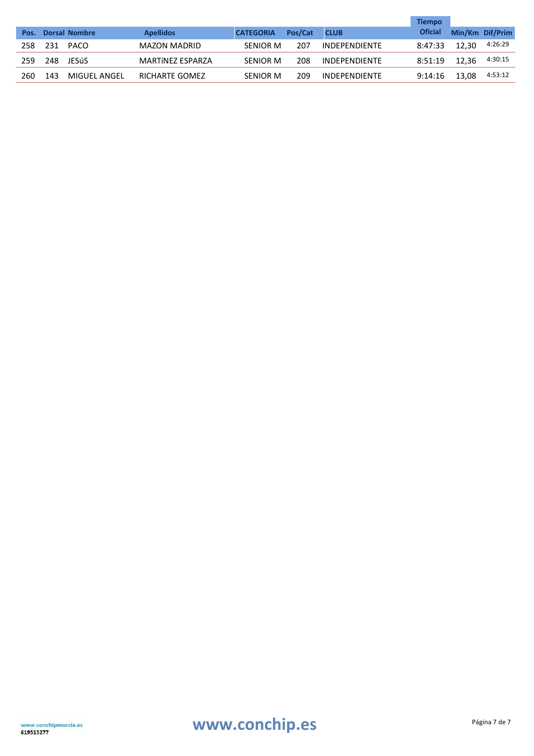| Pos. | Dorsal | Nombre | Apellidos | CATEGORIA | Pos/Cat | CLUB | Tiempo Oficial | Min/Km | Dif/Prim |
|---|---|---|---|---|---|---|---|---|---|
| 258 | 231 | PACO | MAZON MADRID | SENIOR M | 207 | INDEPENDIENTE | 8:47:33 | 12,30 | 4:26:29 |
| 259 | 248 | JESúS | MARTíNEZ ESPARZA | SENIOR M | 208 | INDEPENDIENTE | 8:51:19 | 12,36 | 4:30:15 |
| 260 | 143 | MIGUEL ANGEL | RICHARTE GOMEZ | SENIOR M | 209 | INDEPENDIENTE | 9:14:16 | 13,08 | 4:53:12 |

www.conchipmurcia.es
619515277

www.conchip.es